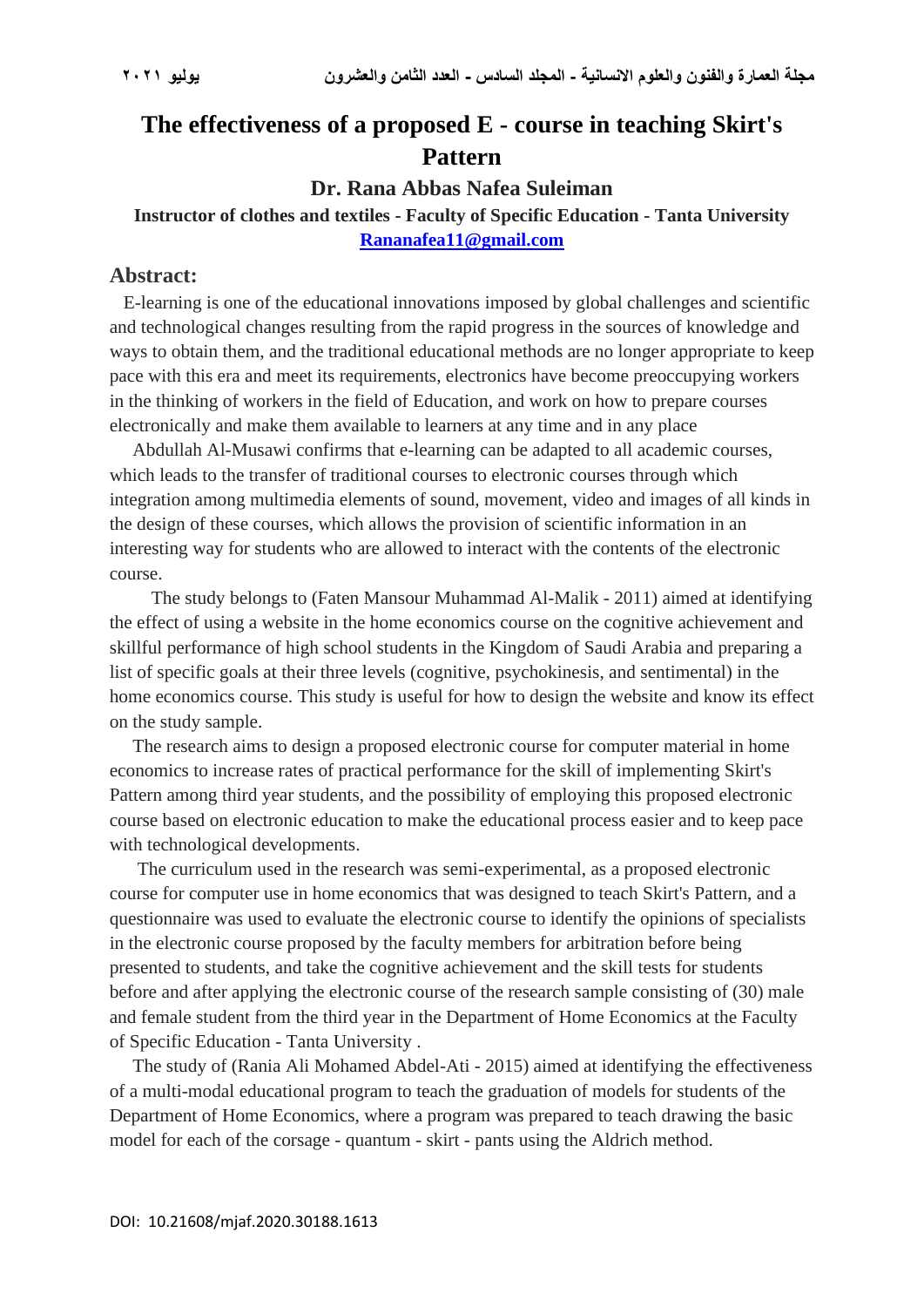# The effectiveness of a proposed E - course in teaching Skirt's Pattern

**Dr. Rana Abbas Nafea Suleiman**

**Instructor of clothes and textiles - Faculty of Specific Education - Tanta University**

**Ranananafea11@gmail.com**

## Abstract:

E-learning is one of the educational innovations imposed by global challenges and scientific and technological changes resulting from the rapid progress in the sources of knowledge and ways to obtain them, and the traditional educational methods are no longer appropriate to keep pace with this era and meet its requirements, electronics have become preoccupying workers in the thinking of workers in the field of Education, and work on how to prepare courses electronically and make them available to learners at any time and in any place

Abdullah Al-Musawi confirms that e-learning can be adapted to all academic courses, which leads to the transfer of traditional courses to electronic courses through which integration among multimedia elements of sound, movement, video and images of all kinds in the design of these courses, which allows the provision of scientific information in an interesting way for students who are allowed to interact with the contents of the electronic course.

The study belongs to (Faten Mansour Muhammad Al-Malik - 2011) aimed at identifying the effect of using a website in the home economics course on the cognitive achievement and skillful performance of high school students in the Kingdom of Saudi Arabia and preparing a list of specific goals at their three levels (cognitive, psychokinesis, and sentimental) in the home economics course. This study is useful for how to design the website and know its effect on the study sample.

The research aims to design a proposed electronic course for computer material in home economics to increase rates of practical performance for the skill of implementing Skirt's Pattern among third year students, and the possibility of employing this proposed electronic course based on electronic education to make the educational process easier and to keep pace with technological developments.

The curriculum used in the research was semi-experimental, as a proposed electronic course for computer use in home economics that was designed to teach Skirt's Pattern, and a questionnaire was used to evaluate the electronic course to identify the opinions of specialists in the electronic course proposed by the faculty members for arbitration before being presented to students, and take the cognitive achievement and the skill tests for students before and after applying the electronic course of the research sample consisting of (30) male and female student from the third year in the Department of Home Economics at the Faculty of Specific Education - Tanta University .

The study of (Rania Ali Mohamed Abdel-Ati - 2015) aimed at identifying the effectiveness of a multi-modal educational program to teach the graduation of models for students of the Department of Home Economics, where a program was prepared to teach drawing the basic model for each of the corsage - quantum - skirt - pants using the Aldrich method.

DOI: 10.21608/mjaf.2020.30188.1613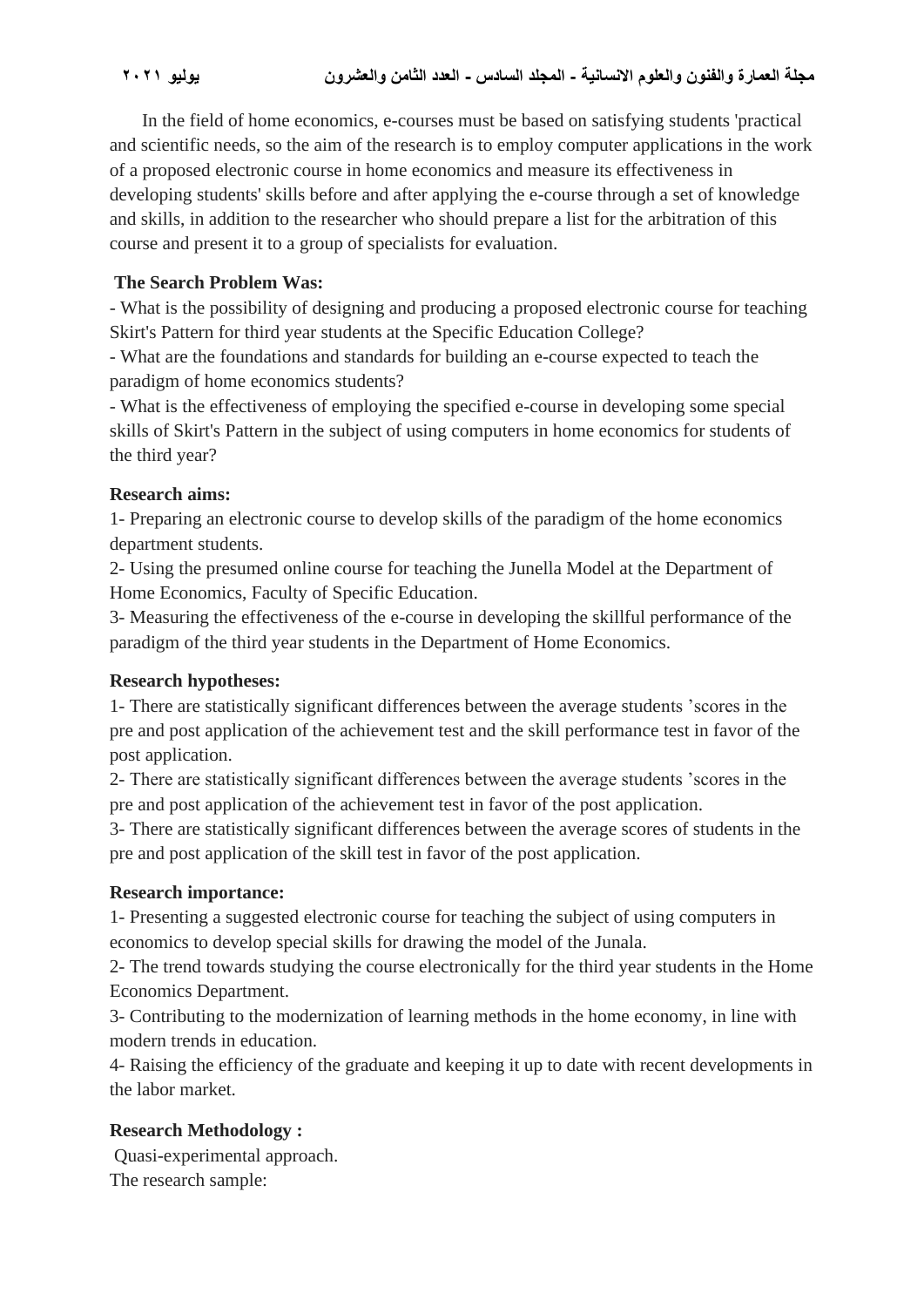In the field of home economics, e-courses must be based on satisfying students 'practical and scientific needs, so the aim of the research is to employ computer applications in the work of a proposed electronic course in home economics and measure its effectiveness in developing students' skills before and after applying the e-course through a set of knowledge and skills, in addition to the researcher who should prepare a list for the arbitration of this course and present it to a group of specialists for evaluation.

**The Search Problem Was:**

- What is the possibility of designing and producing a proposed electronic course for teaching Skirt's Pattern for third year students at the Specific Education College?
- What are the foundations and standards for building an e-course expected to teach the paradigm of home economics students?
- What is the effectiveness of employing the specified e-course in developing some special skills of Skirt's Pattern in the subject of using computers in home economics for students of the third year?

**Research aims:**

1- Preparing an electronic course to develop skills of the paradigm of the home economics department students.

2- Using the presumed online course for teaching the Junella Model at the Department of Home Economics, Faculty of Specific Education.

3- Measuring the effectiveness of the e-course in developing the skillful performance of the paradigm of the third year students in the Department of Home Economics.

**Research hypotheses:**

1- There are statistically significant differences between the average students ’scores in the pre and post application of the achievement test and the skill performance test in favor of the post application.

2- There are statistically significant differences between the average students ’scores in the pre and post application of the achievement test in favor of the post application.

3- There are statistically significant differences between the average scores of students in the pre and post application of the skill test in favor of the post application.

**Research importance:**

1- Presenting a suggested electronic course for teaching the subject of using computers in economics to develop special skills for drawing the model of the Junala.

2- The trend towards studying the course electronically for the third year students in the Home Economics Department.

3- Contributing to the modernization of learning methods in the home economy, in line with modern trends in education.

4- Raising the efficiency of the graduate and keeping it up to date with recent developments in the labor market.

**Research Methodology :**

Quasi-experimental approach.

The research sample: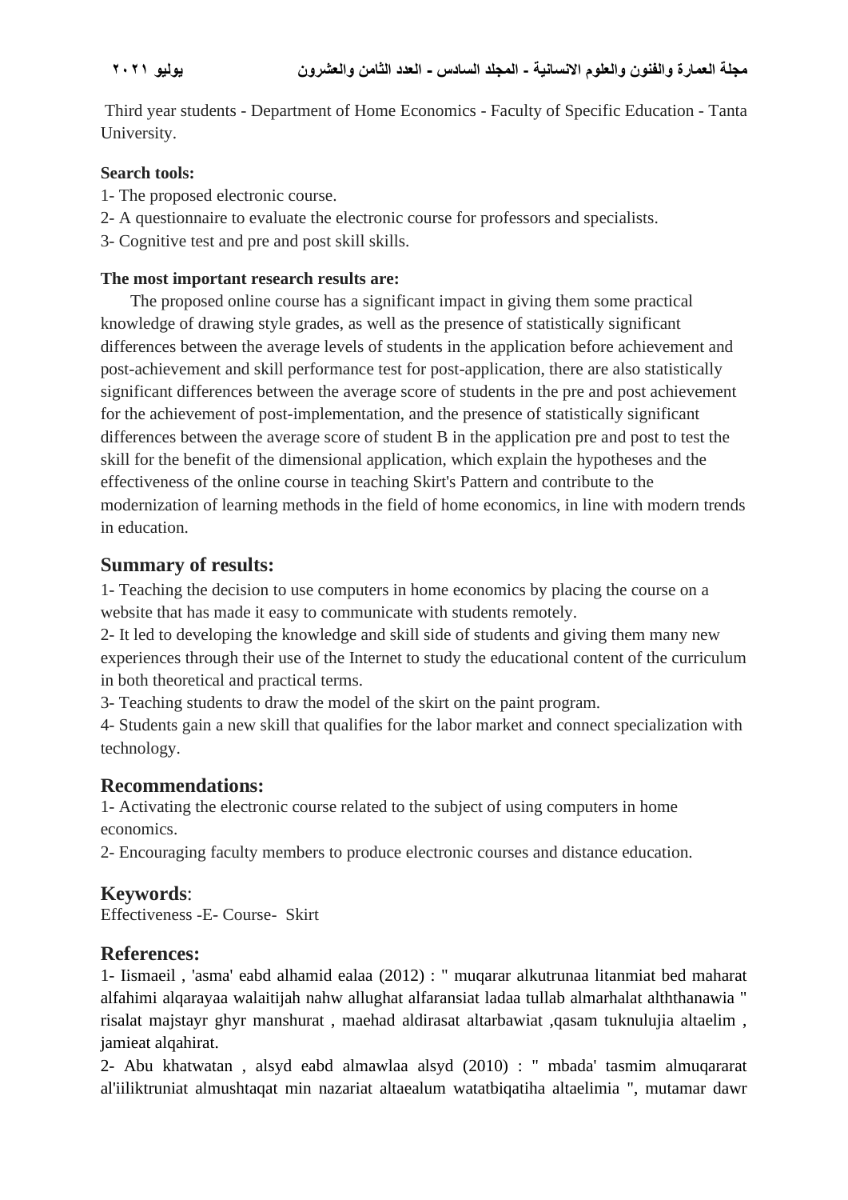Third year students - Department of Home Economics - Faculty of Specific Education - Tanta University.

**Search tools:**

1- The proposed electronic course.

2- A questionnaire to evaluate the electronic course for professors and specialists.

3- Cognitive test and pre and post skill skills.

**The most important research results are:**

The proposed online course has a significant impact in giving them some practical knowledge of drawing style grades, as well as the presence of statistically significant differences between the average levels of students in the application before achievement and post-achievement and skill performance test for post-application, there are also statistically significant differences between the average score of students in the pre and post achievement for the achievement of post-implementation, and the presence of statistically significant differences between the average score of student B in the application pre and post to test the skill for the benefit of the dimensional application, which explain the hypotheses and the effectiveness of the online course in teaching Skirt's Pattern and contribute to the modernization of learning methods in the field of home economics, in line with modern trends in education.

## Summary of results:

1- Teaching the decision to use computers in home economics by placing the course on a website that has made it easy to communicate with students remotely.

2- It led to developing the knowledge and skill side of students and giving them many new experiences through their use of the Internet to study the educational content of the curriculum in both theoretical and practical terms.

3- Teaching students to draw the model of the skirt on the paint program.

4- Students gain a new skill that qualifies for the labor market and connect specialization with technology.

## Recommendations:

1- Activating the electronic course related to the subject of using computers in home economics.

2- Encouraging faculty members to produce electronic courses and distance education.

## Keywords:

Effectiveness -E- Course- Skirt

## References:

1- Iismaeil , 'asma' eabd alhamid ealaa (2012) : " muqarar alkutrunaa litanmiat bed maharat alfahimi alqarayaa walaitijah nahw allughat alfaransiat ladaa tullab almarhalat alththanawia " risalat majstayr ghyr manshurat , maehad aldirasat altarbawiat ,qasam tuknulujia altaelim , jamieat alqahirat.

2- Abu khatwatan , alsyd eabd almawlaa alsyd (2010) : " mbada' tasmim almuqararat al'iiliktruniat almushtaqat min nazariat altaealum watatbiqatiha altaelimia ", mutamar dawr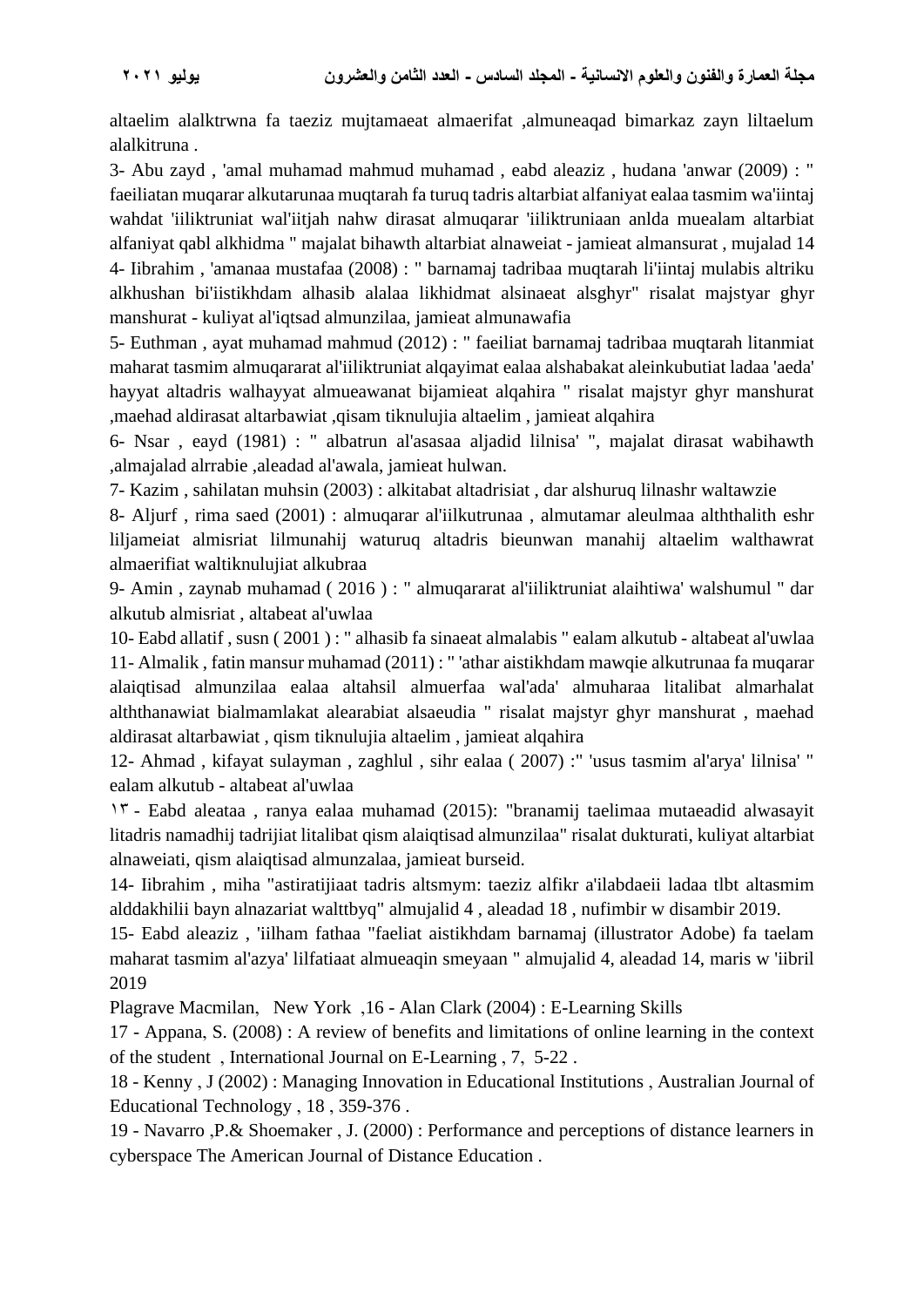altaelim alalktrwna fa taeziz mujtamaeat almaerifat ,almuneaqad bimarkaz zayn liltaelum alalkitruna .

3- Abu zayd , 'amal muhamad mahmud muhamad , eabd aleaziz , hudana 'anwar (2009) : " faeiliatan muqarar alkutarunaa muqtarah fa turuq tadris altarbiat alfaniyat ealaa tasmim wa'iintaj wahdat 'iiliktruniat wal'iitjah nahw dirasat almuqarar 'iiliktruniaan anlda muealam altarbiat alfaniyat qabl alkhidma " majalat bihawth altarbiat alnaweiat - jamieat almansurat , mujalad 14

4- Iibrahim , 'amanaa mustafaa (2008) : " barnamaj tadribaa muqtarah li'iintaj mulabis altriku alkhushan bi'iistikhdam alhasib alalaa likhidmat alsinaeat alsghyr" risalat majstyar ghyr manshurat - kuliyat al'iqtsad almunzilaa, jamieat almunawafia

5- Euthman , ayat muhamad mahmud (2012) : " faeiliat barnamaj tadribaa muqtarah litanmiat maharat tasmim almuqararat al'iiliktruniat alqayimat ealaa alshabakat aleinkubutiat ladaa 'aeda' hayyat altadris walhayyat almueawanat bijamieat alqahira " risalat majstyr ghyr manshurat ,maehad aldirasat altarbawiat ,qisam tiknulujia altaelim , jamieat alqahira

6- Nsar , eayd (1981) : " albatrun al'asasaa aljadid lilnisa' ", majalat dirasat wabihawth ,almajalad alrrabie ,aleadad al'awala, jamieat hulwan.

7- Kazim , sahilatan muhsin (2003) : alkitabat altadrisiat , dar alshuruq lilnashr waltawzie

8- Aljurf , rima saed (2001) : almuqarar al'iilkutrunaa , almutamar aleulmaa alththalith eshr liljameiat almisriat lilmunahij waturuq altadris bieunwan manahij altaelim walthawrat almaerifiat waltiknulujiat alkubraa

9- Amin , zaynab muhamad ( 2016 ) : " almuqararat al'iiliktruniat alaihtiwa' walshumul " dar alkutub almisriat , altabeat al'uwlaa

10- Eabd allatif , susn ( 2001 ) : " alhasib fa sinaeat almalabis " ealam alkutub - altabeat al'uwlaa

11- Almalik , fatin mansur muhamad (2011) : " 'athar aistikhdam mawqie alkutrunaa fa muqarar alaiqtisad almunzilaa ealaa altahsil almuerfaa wal'ada' almuharaa litalibat almarhalat alththanawiat bialmamlakat alearabiat alsaeudia " risalat majstyr ghyr manshurat , maehad aldirasat altarbawiat , qism tiknulujia altaelim , jamieat alqahira

12- Ahmad , kifayat sulayman , zaghlul , sihr ealaa ( 2007) :" 'usus tasmim al'arya' lilnisa' " ealam alkutub - altabeat al'uwlaa

١٣- Eabd aleataa , ranya ealaa muhamad (2015): "branamij taelimaa mutaeadid alwasayit litadris namadhij tadrijiat litalibat qism alaiqtisad almunzilaa" risalat dukturati, kuliyat altarbiat alnaweiati, qism alaiqtisad almunzalaa, jamieat burseid.

14- Iibrahim , miha "astiratijiaat tadris altsmym: taeziz alfikr a'ilabdaeii ladaa tlbt altasmim alddakhilii bayn alnazariat walttbyq" almujalid 4 , aleadad 18 , nufimbir w disambir 2019.

15- Eabd aleaziz , 'iilham fathaa "faeliat aistikhdam barnamaj (illustrator Adobe) fa taelam maharat tasmim al'azya' lilfatiaat almueaqin smeyaan " almujalid 4, aleadad 14, maris w 'iibril 2019

Plagrave Macmilan, New York ,16 - Alan Clark (2004) : E-Learning Skills

17 - Appana, S. (2008) : A review of benefits and limitations of online learning in the context of the student , International Journal on E-Learning , 7, 5-22 .

18 - Kenny , J (2002) : Managing Innovation in Educational Institutions , Australian Journal of Educational Technology , 18 , 359-376 .

19 - Navarro ,P.& Shoemaker , J. (2000) : Performance and perceptions of distance learners in cyberspace The American Journal of Distance Education .